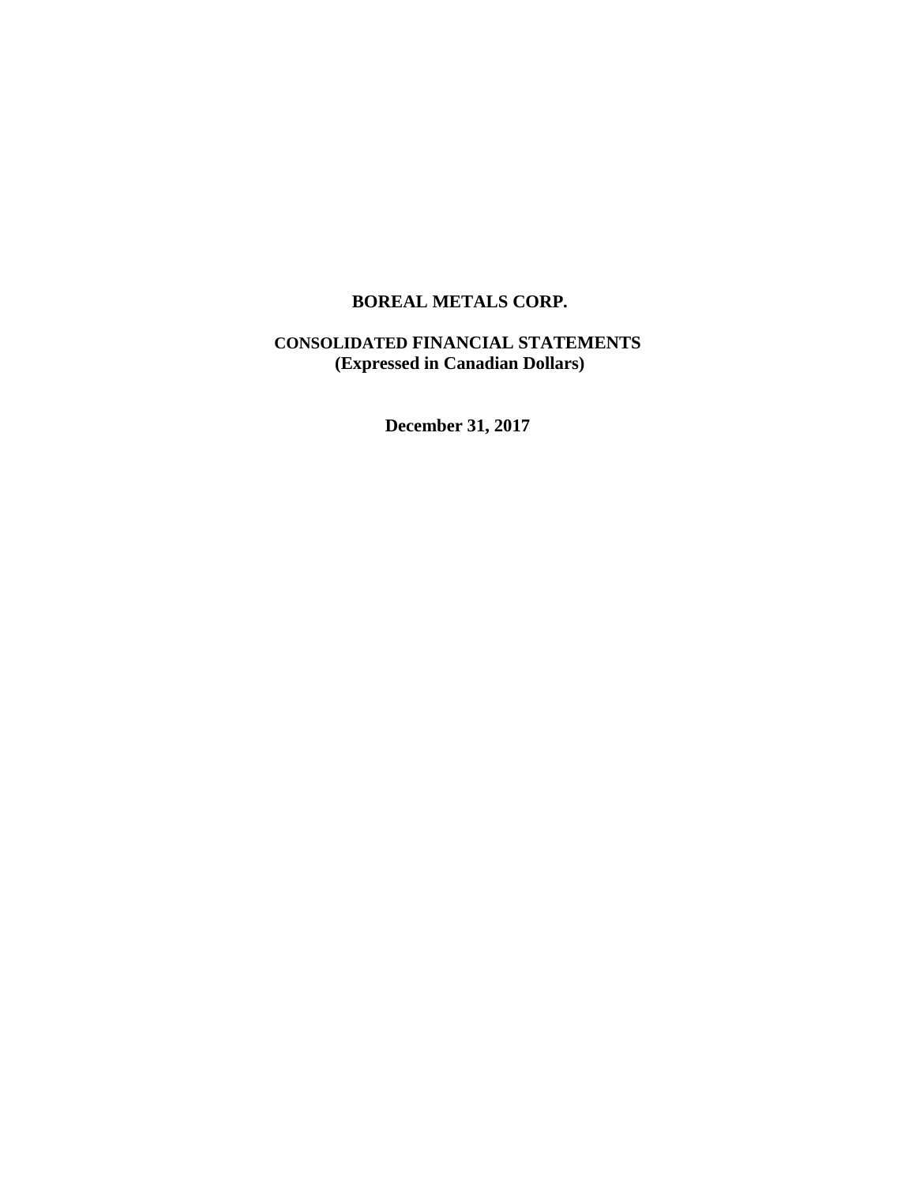# BOREAL METALS CORP.

## CONSOLIDATED FINANCIAL STATEMENTS
## (Expressed in Canadian Dollars)

**December 31, 2017**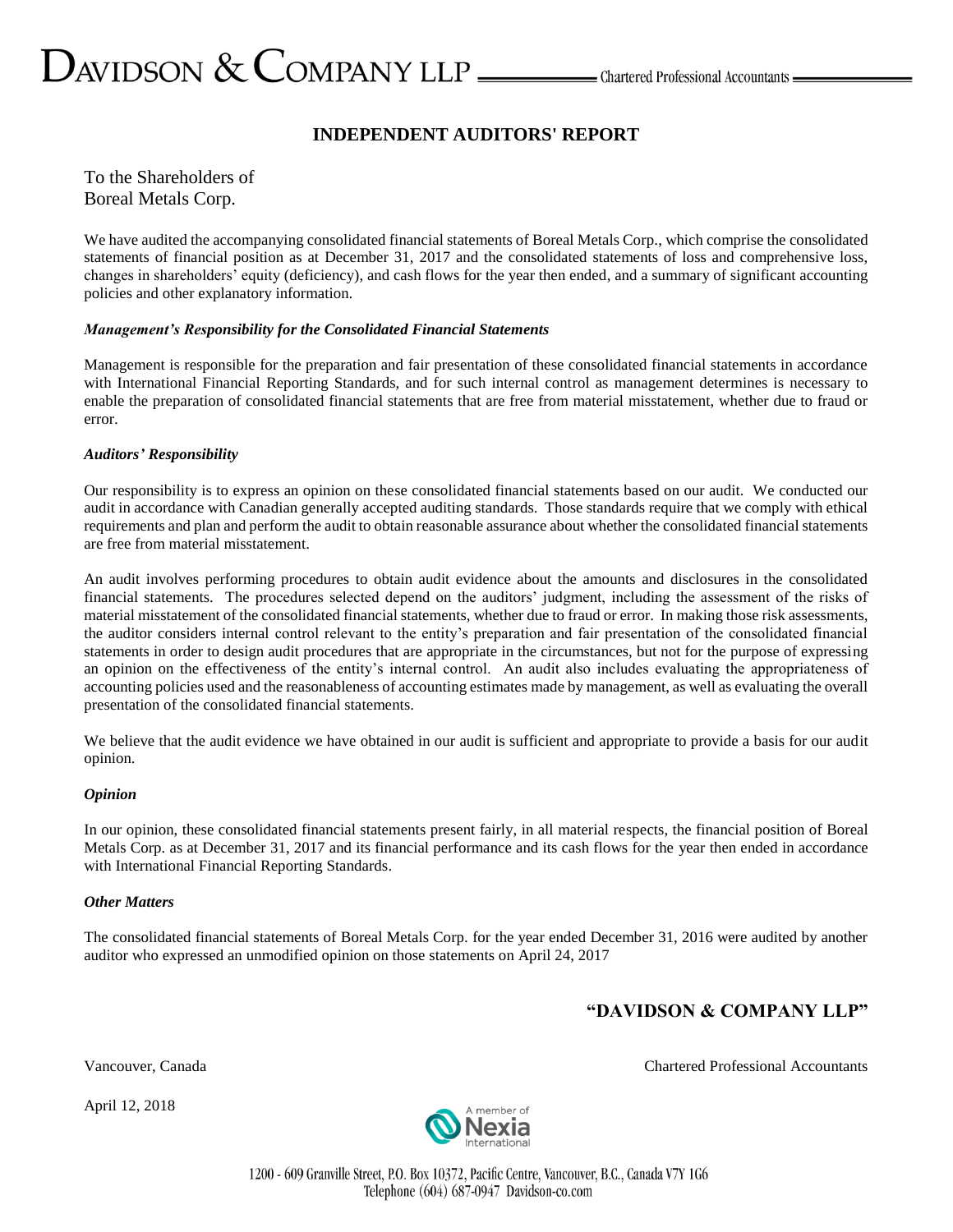DAVIDSON & COMPANY LLP — Chartered Professional Accountants

# INDEPENDENT AUDITORS' REPORT

To the Shareholders of
Boreal Metals Corp.

We have audited the accompanying consolidated financial statements of Boreal Metals Corp., which comprise the consolidated statements of financial position as at December 31, 2017 and the consolidated statements of loss and comprehensive loss, changes in shareholders' equity (deficiency), and cash flows for the year then ended, and a summary of significant accounting policies and other explanatory information.

### *Management's Responsibility for the Consolidated Financial Statements*

Management is responsible for the preparation and fair presentation of these consolidated financial statements in accordance with International Financial Reporting Standards, and for such internal control as management determines is necessary to enable the preparation of consolidated financial statements that are free from material misstatement, whether due to fraud or error.

### *Auditors' Responsibility*

Our responsibility is to express an opinion on these consolidated financial statements based on our audit. We conducted our audit in accordance with Canadian generally accepted auditing standards. Those standards require that we comply with ethical requirements and plan and perform the audit to obtain reasonable assurance about whether the consolidated financial statements are free from material misstatement.

An audit involves performing procedures to obtain audit evidence about the amounts and disclosures in the consolidated financial statements. The procedures selected depend on the auditors' judgment, including the assessment of the risks of material misstatement of the consolidated financial statements, whether due to fraud or error. In making those risk assessments, the auditor considers internal control relevant to the entity's preparation and fair presentation of the consolidated financial statements in order to design audit procedures that are appropriate in the circumstances, but not for the purpose of expressing an opinion on the effectiveness of the entity's internal control. An audit also includes evaluating the appropriateness of accounting policies used and the reasonableness of accounting estimates made by management, as well as evaluating the overall presentation of the consolidated financial statements.

We believe that the audit evidence we have obtained in our audit is sufficient and appropriate to provide a basis for our audit opinion.

### *Opinion*

In our opinion, these consolidated financial statements present fairly, in all material respects, the financial position of Boreal Metals Corp. as at December 31, 2017 and its financial performance and its cash flows for the year then ended in accordance with International Financial Reporting Standards.

### *Other Matters*

The consolidated financial statements of Boreal Metals Corp. for the year ended December 31, 2016 were audited by another auditor who expressed an unmodified opinion on those statements on April 24, 2017

**"DAVIDSON & COMPANY LLP"**

Vancouver, Canada

Chartered Professional Accountants

April 12, 2018

A member of Nexia International

1200 - 609 Granville Street, P.O. Box 10372, Pacific Centre, Vancouver, B.C., Canada V7Y 1G6
Telephone (604) 687-0947 Davidson-co.com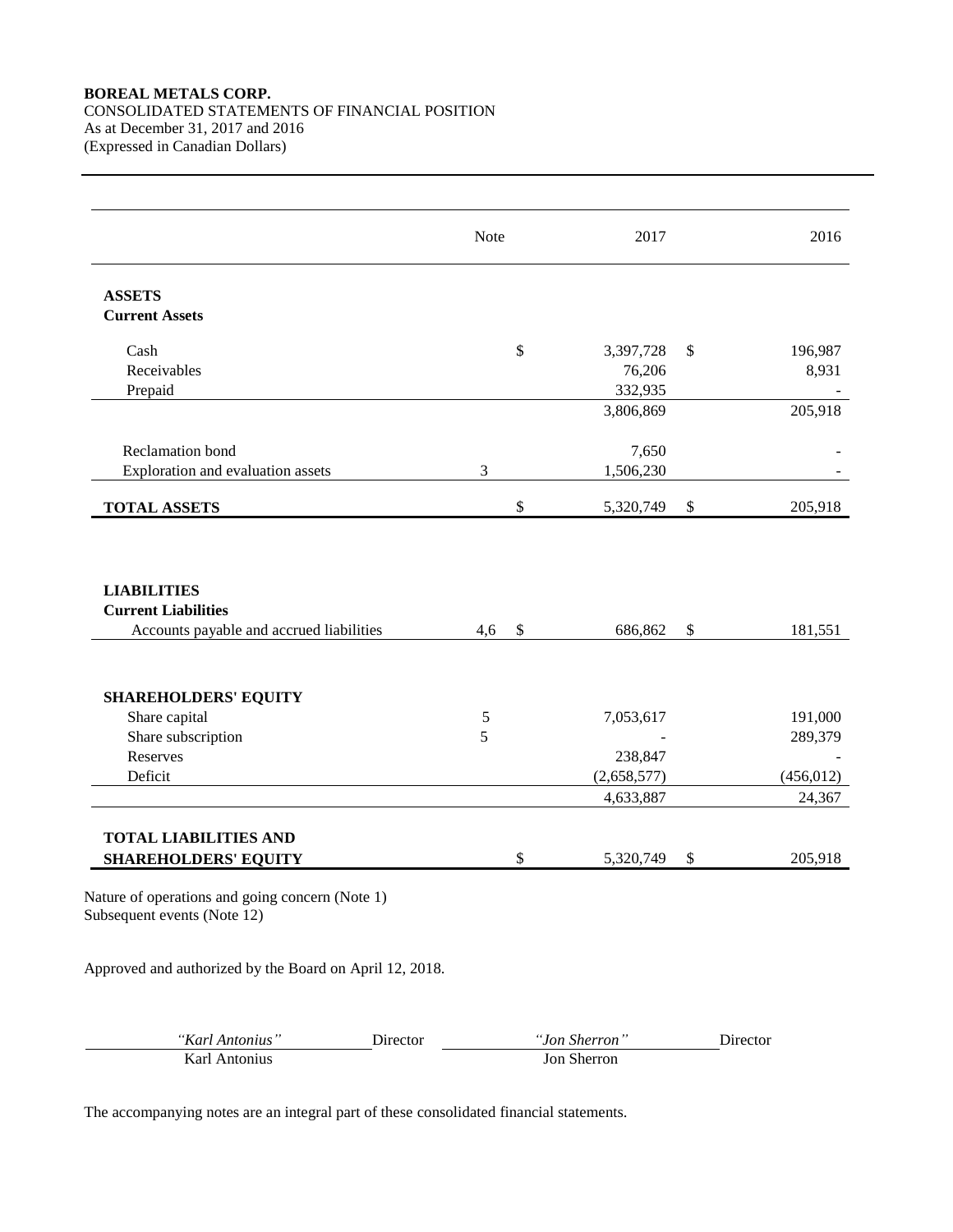**BOREAL METALS CORP.**
CONSOLIDATED STATEMENTS OF FINANCIAL POSITION
As at December 31, 2017 and 2016
(Expressed in Canadian Dollars)

| | Note | 2017 | 2016 |
|---|---|---|---|
| **ASSETS** | | | |
| **Current Assets** | | | |
| Cash | | $ 3,397,728 | $ 196,987 |
| Receivables | | 76,206 | 8,931 |
| Prepaid | | 332,935 | - |
| | | 3,806,869 | 205,918 |
| Reclamation bond | | 7,650 | - |
| Exploration and evaluation assets | 3 | 1,506,230 | - |
| **TOTAL ASSETS** | | $ 5,320,749 | $ 205,918 |
| **LIABILITIES** | | | |
| **Current Liabilities** | | | |
| Accounts payable and accrued liabilities | 4,6 | $ 686,862 | $ 181,551 |
| **SHAREHOLDERS' EQUITY** | | | |
| Share capital | 5 | 7,053,617 | 191,000 |
| Share subscription | 5 | - | 289,379 |
| Reserves | | 238,847 | - |
| Deficit | | (2,658,577) | (456,012) |
| | | 4,633,887 | 24,367 |
| **TOTAL LIABILITIES AND SHAREHOLDERS' EQUITY** | | $ 5,320,749 | $ 205,918 |

Nature of operations and going concern (Note 1)
Subsequent events (Note 12)

Approved and authorized by the Board on April 12, 2018.

| *"Karl Antonius"* | Director | *"Jon Sherron"* | Director |
|---|---|---|---|
| Karl Antonius | | Jon Sherron | |

The accompanying notes are an integral part of these consolidated financial statements.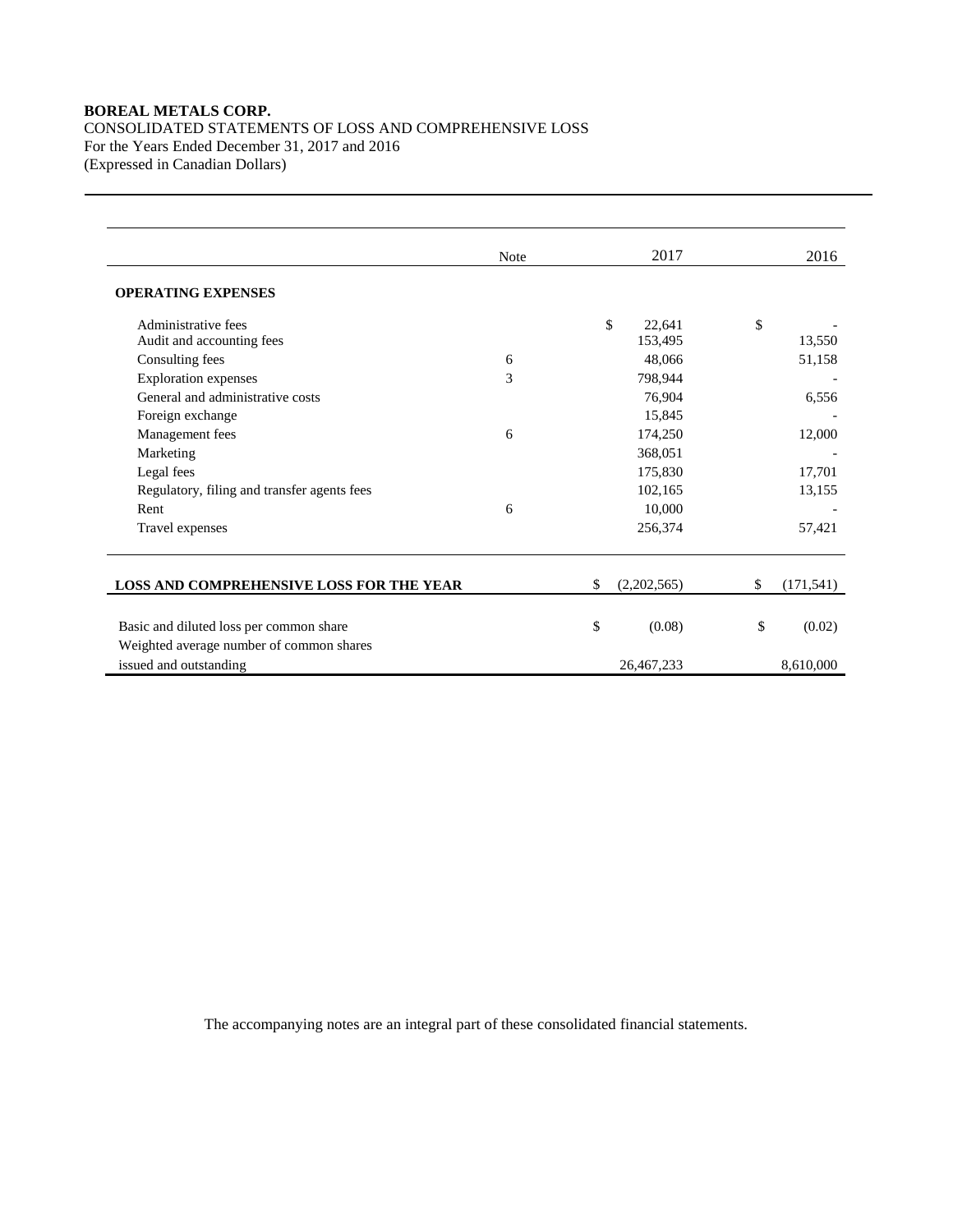**BOREAL METALS CORP.**
CONSOLIDATED STATEMENTS OF LOSS AND COMPREHENSIVE LOSS
For the Years Ended December 31, 2017 and 2016
(Expressed in Canadian Dollars)

| | Note | 2017 | 2016 |
|---|---|---|---|
| **OPERATING EXPENSES** | | | |
| Administrative fees | | $ 22,641 | $ - |
| Audit and accounting fees | | 153,495 | 13,550 |
| Consulting fees | 6 | 48,066 | 51,158 |
| Exploration expenses | 3 | 798,944 | - |
| General and administrative costs | | 76,904 | 6,556 |
| Foreign exchange | | 15,845 | - |
| Management fees | 6 | 174,250 | 12,000 |
| Marketing | | 368,051 | - |
| Legal fees | | 175,830 | 17,701 |
| Regulatory, filing and transfer agents fees | | 102,165 | 13,155 |
| Rent | 6 | 10,000 | - |
| Travel expenses | | 256,374 | 57,421 |
| **LOSS AND COMPREHENSIVE LOSS FOR THE YEAR** | | $ (2,202,565) | $ (171,541) |
| Basic and diluted loss per common share | | $ (0.08) | $ (0.02) |
| Weighted average number of common shares issued and outstanding | | 26,467,233 | 8,610,000 |

The accompanying notes are an integral part of these consolidated financial statements.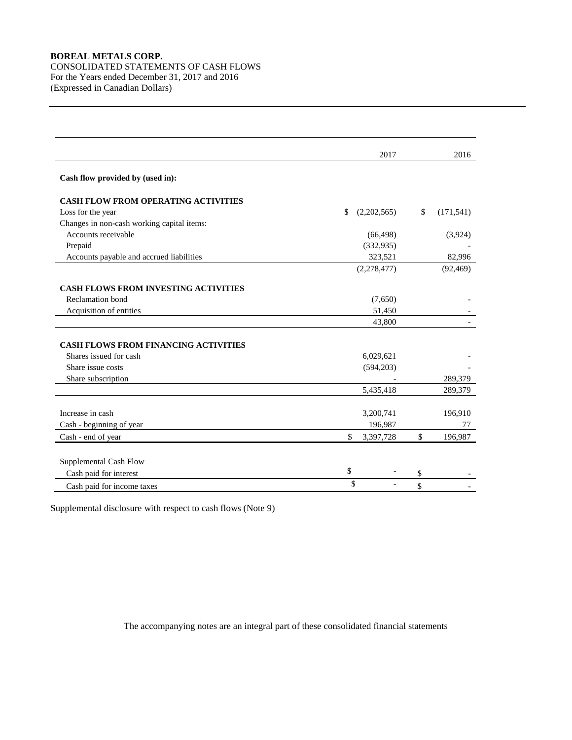**BOREAL METALS CORP.**
CONSOLIDATED STATEMENTS OF CASH FLOWS
For the Years ended December 31, 2017 and 2016
(Expressed in Canadian Dollars)

| | 2017 | 2016 |
|---|---|---|
| **Cash flow provided by (used in):** | | |
| **CASH FLOW FROM OPERATING ACTIVITIES** | | |
| Loss for the year | $ (2,202,565) | $ (171,541) |
| Changes in non-cash working capital items: | | |
| Accounts receivable | (66,498) | (3,924) |
| Prepaid | (332,935) | - |
| Accounts payable and accrued liabilities | 323,521 | 82,996 |
| | (2,278,477) | (92,469) |
| **CASH FLOWS FROM INVESTING ACTIVITIES** | | |
| Reclamation bond | (7,650) | - |
| Acquisition of entities | 51,450 | - |
| | 43,800 | - |
| **CASH FLOWS FROM FINANCING ACTIVITIES** | | |
| Shares issued for cash | 6,029,621 | - |
| Share issue costs | (594,203) | - |
| Share subscription | - | 289,379 |
| | 5,435,418 | 289,379 |
| Increase in cash | 3,200,741 | 196,910 |
| Cash - beginning of year | 196,987 | 77 |
| Cash - end of year | $ 3,397,728 | $ 196,987 |
| Supplemental Cash Flow | | |
| Cash paid for interest | $ - | $ - |
| Cash paid for income taxes | $ - | $ - |

Supplemental disclosure with respect to cash flows (Note 9)

The accompanying notes are an integral part of these consolidated financial statements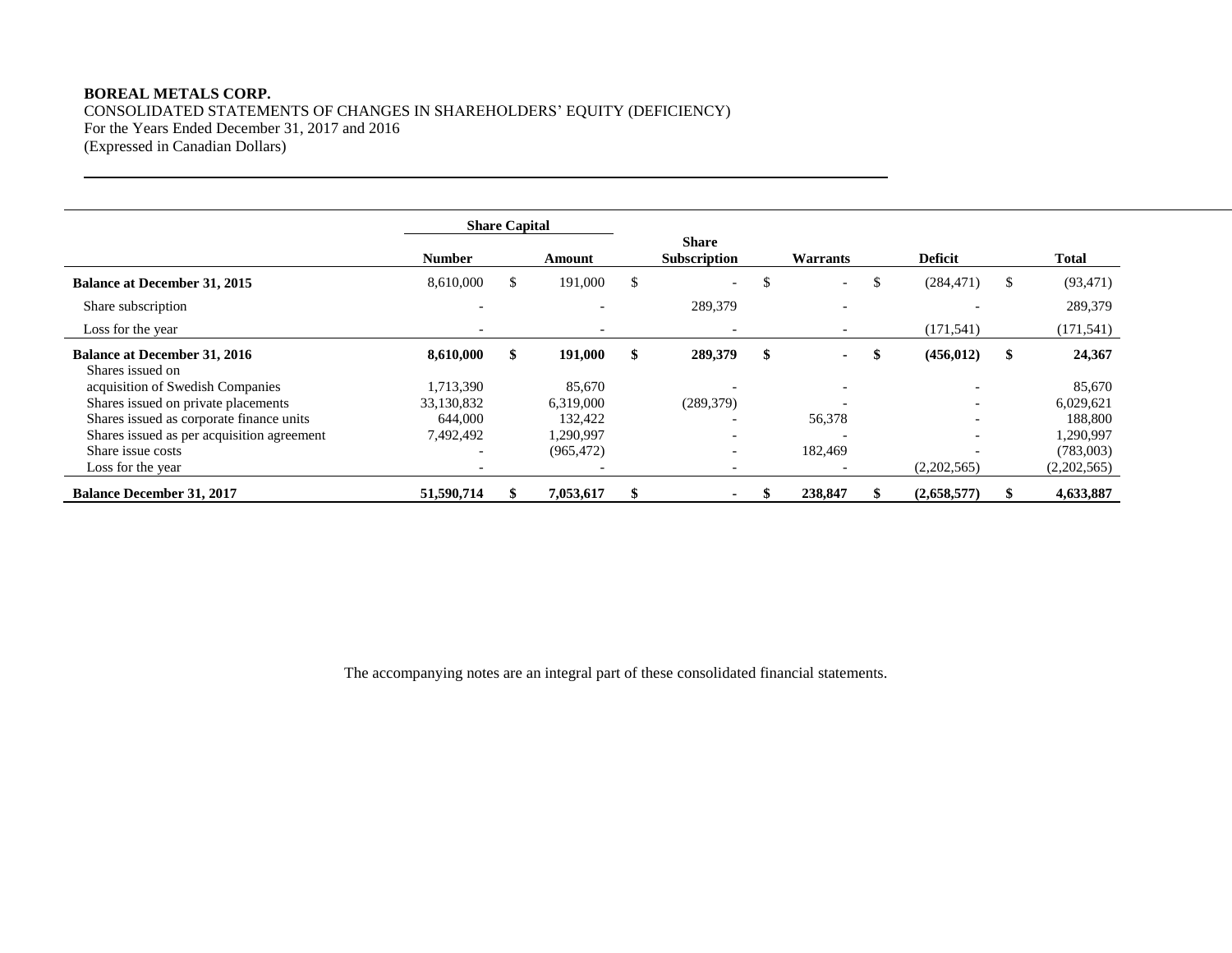**BOREAL METALS CORP.**
CONSOLIDATED STATEMENTS OF CHANGES IN SHAREHOLDERS' EQUITY (DEFICIENCY)
For the Years Ended December 31, 2017 and 2016
(Expressed in Canadian Dollars)

| | Share Capital | | Share Subscription | Warrants | Deficit | Total |
|---|---|---|---|---|---|---|
| | Number | Amount | | | | |
| **Balance at December 31, 2015** | 8,610,000 | $ 191,000 | $ - | $ - | $ (284,471) | $ (93,471) |
| Share subscription | - | - | 289,379 | - | - | 289,379 |
| Loss for the year | - | - | - | - | (171,541) | (171,541) |
| **Balance at December 31, 2016** | **8,610,000** | **$ 191,000** | **$ 289,379** | **$ -** | **$ (456,012)** | **$ 24,367** |
| Shares issued on acquisition of Swedish Companies | 1,713,390 | 85,670 | - | - | - | 85,670 |
| Shares issued on private placements | 33,130,832 | 6,319,000 | (289,379) | - | - | 6,029,621 |
| Shares issued as corporate finance units | 644,000 | 132,422 | - | 56,378 | - | 188,800 |
| Shares issued as per acquisition agreement | 7,492,492 | 1,290,997 | - | - | - | 1,290,997 |
| Share issue costs | - | (965,472) | - | 182,469 | - | (783,003) |
| Loss for the year | - | - | - | - | (2,202,565) | (2,202,565) |
| **Balance December 31, 2017** | **51,590,714** | **$ 7,053,617** | **$ -** | **$ 238,847** | **$ (2,658,577)** | **$ 4,633,887** |

The accompanying notes are an integral part of these consolidated financial statements.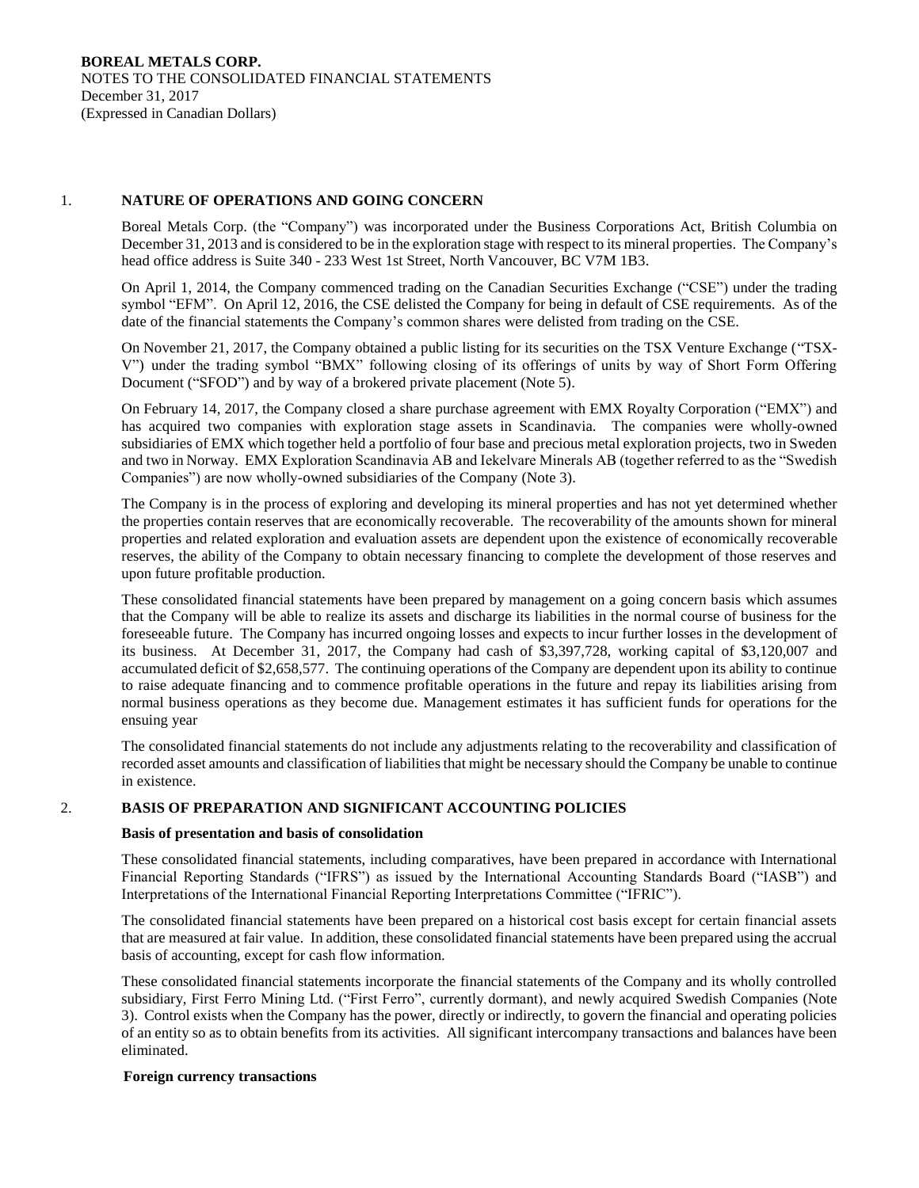# 1. NATURE OF OPERATIONS AND GOING CONCERN

Boreal Metals Corp. (the "Company") was incorporated under the Business Corporations Act, British Columbia on December 31, 2013 and is considered to be in the exploration stage with respect to its mineral properties. The Company's head office address is Suite 340 - 233 West 1st Street, North Vancouver, BC V7M 1B3.

On April 1, 2014, the Company commenced trading on the Canadian Securities Exchange ("CSE") under the trading symbol "EFM". On April 12, 2016, the CSE delisted the Company for being in default of CSE requirements. As of the date of the financial statements the Company's common shares were delisted from trading on the CSE.

On November 21, 2017, the Company obtained a public listing for its securities on the TSX Venture Exchange ("TSX-V") under the trading symbol "BMX" following closing of its offerings of units by way of Short Form Offering Document ("SFOD") and by way of a brokered private placement (Note 5).

On February 14, 2017, the Company closed a share purchase agreement with EMX Royalty Corporation ("EMX") and has acquired two companies with exploration stage assets in Scandinavia. The companies were wholly-owned subsidiaries of EMX which together held a portfolio of four base and precious metal exploration projects, two in Sweden and two in Norway. EMX Exploration Scandinavia AB and Iekelvare Minerals AB (together referred to as the "Swedish Companies") are now wholly-owned subsidiaries of the Company (Note 3).

The Company is in the process of exploring and developing its mineral properties and has not yet determined whether the properties contain reserves that are economically recoverable. The recoverability of the amounts shown for mineral properties and related exploration and evaluation assets are dependent upon the existence of economically recoverable reserves, the ability of the Company to obtain necessary financing to complete the development of those reserves and upon future profitable production.

These consolidated financial statements have been prepared by management on a going concern basis which assumes that the Company will be able to realize its assets and discharge its liabilities in the normal course of business for the foreseeable future. The Company has incurred ongoing losses and expects to incur further losses in the development of its business. At December 31, 2017, the Company had cash of $3,397,728, working capital of $3,120,007 and accumulated deficit of $2,658,577. The continuing operations of the Company are dependent upon its ability to continue to raise adequate financing and to commence profitable operations in the future and repay its liabilities arising from normal business operations as they become due. Management estimates it has sufficient funds for operations for the ensuing year

The consolidated financial statements do not include any adjustments relating to the recoverability and classification of recorded asset amounts and classification of liabilities that might be necessary should the Company be unable to continue in existence.

# 2. BASIS OF PREPARATION AND SIGNIFICANT ACCOUNTING POLICIES

**Basis of presentation and basis of consolidation**

These consolidated financial statements, including comparatives, have been prepared in accordance with International Financial Reporting Standards ("IFRS") as issued by the International Accounting Standards Board ("IASB") and Interpretations of the International Financial Reporting Interpretations Committee ("IFRIC").

The consolidated financial statements have been prepared on a historical cost basis except for certain financial assets that are measured at fair value. In addition, these consolidated financial statements have been prepared using the accrual basis of accounting, except for cash flow information.

These consolidated financial statements incorporate the financial statements of the Company and its wholly controlled subsidiary, First Ferro Mining Ltd. ("First Ferro", currently dormant), and newly acquired Swedish Companies (Note 3). Control exists when the Company has the power, directly or indirectly, to govern the financial and operating policies of an entity so as to obtain benefits from its activities. All significant intercompany transactions and balances have been eliminated.

**Foreign currency transactions**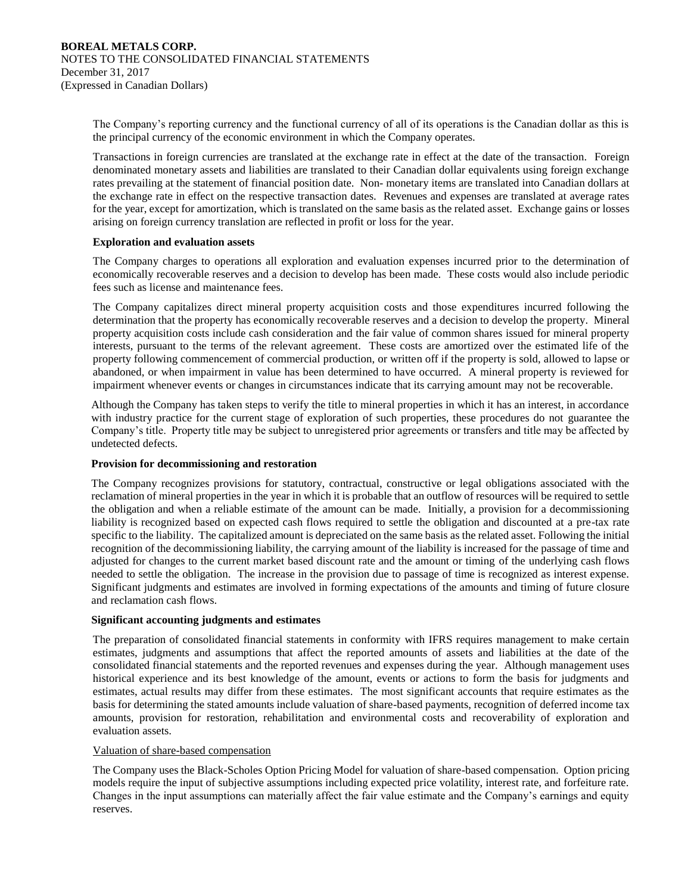The Company's reporting currency and the functional currency of all of its operations is the Canadian dollar as this is the principal currency of the economic environment in which the Company operates.

Transactions in foreign currencies are translated at the exchange rate in effect at the date of the transaction. Foreign denominated monetary assets and liabilities are translated to their Canadian dollar equivalents using foreign exchange rates prevailing at the statement of financial position date. Non- monetary items are translated into Canadian dollars at the exchange rate in effect on the respective transaction dates. Revenues and expenses are translated at average rates for the year, except for amortization, which is translated on the same basis as the related asset. Exchange gains or losses arising on foreign currency translation are reflected in profit or loss for the year.

**Exploration and evaluation assets**

The Company charges to operations all exploration and evaluation expenses incurred prior to the determination of economically recoverable reserves and a decision to develop has been made. These costs would also include periodic fees such as license and maintenance fees.

The Company capitalizes direct mineral property acquisition costs and those expenditures incurred following the determination that the property has economically recoverable reserves and a decision to develop the property. Mineral property acquisition costs include cash consideration and the fair value of common shares issued for mineral property interests, pursuant to the terms of the relevant agreement. These costs are amortized over the estimated life of the property following commencement of commercial production, or written off if the property is sold, allowed to lapse or abandoned, or when impairment in value has been determined to have occurred. A mineral property is reviewed for impairment whenever events or changes in circumstances indicate that its carrying amount may not be recoverable.

Although the Company has taken steps to verify the title to mineral properties in which it has an interest, in accordance with industry practice for the current stage of exploration of such properties, these procedures do not guarantee the Company's title. Property title may be subject to unregistered prior agreements or transfers and title may be affected by undetected defects.

**Provision for decommissioning and restoration**

The Company recognizes provisions for statutory, contractual, constructive or legal obligations associated with the reclamation of mineral properties in the year in which it is probable that an outflow of resources will be required to settle the obligation and when a reliable estimate of the amount can be made. Initially, a provision for a decommissioning liability is recognized based on expected cash flows required to settle the obligation and discounted at a pre-tax rate specific to the liability. The capitalized amount is depreciated on the same basis as the related asset. Following the initial recognition of the decommissioning liability, the carrying amount of the liability is increased for the passage of time and adjusted for changes to the current market based discount rate and the amount or timing of the underlying cash flows needed to settle the obligation. The increase in the provision due to passage of time is recognized as interest expense. Significant judgments and estimates are involved in forming expectations of the amounts and timing of future closure and reclamation cash flows.

**Significant accounting judgments and estimates**

The preparation of consolidated financial statements in conformity with IFRS requires management to make certain estimates, judgments and assumptions that affect the reported amounts of assets and liabilities at the date of the consolidated financial statements and the reported revenues and expenses during the year. Although management uses historical experience and its best knowledge of the amount, events or actions to form the basis for judgments and estimates, actual results may differ from these estimates. The most significant accounts that require estimates as the basis for determining the stated amounts include valuation of share-based payments, recognition of deferred income tax amounts, provision for restoration, rehabilitation and environmental costs and recoverability of exploration and evaluation assets.

Valuation of share-based compensation

The Company uses the Black-Scholes Option Pricing Model for valuation of share-based compensation. Option pricing models require the input of subjective assumptions including expected price volatility, interest rate, and forfeiture rate. Changes in the input assumptions can materially affect the fair value estimate and the Company's earnings and equity reserves.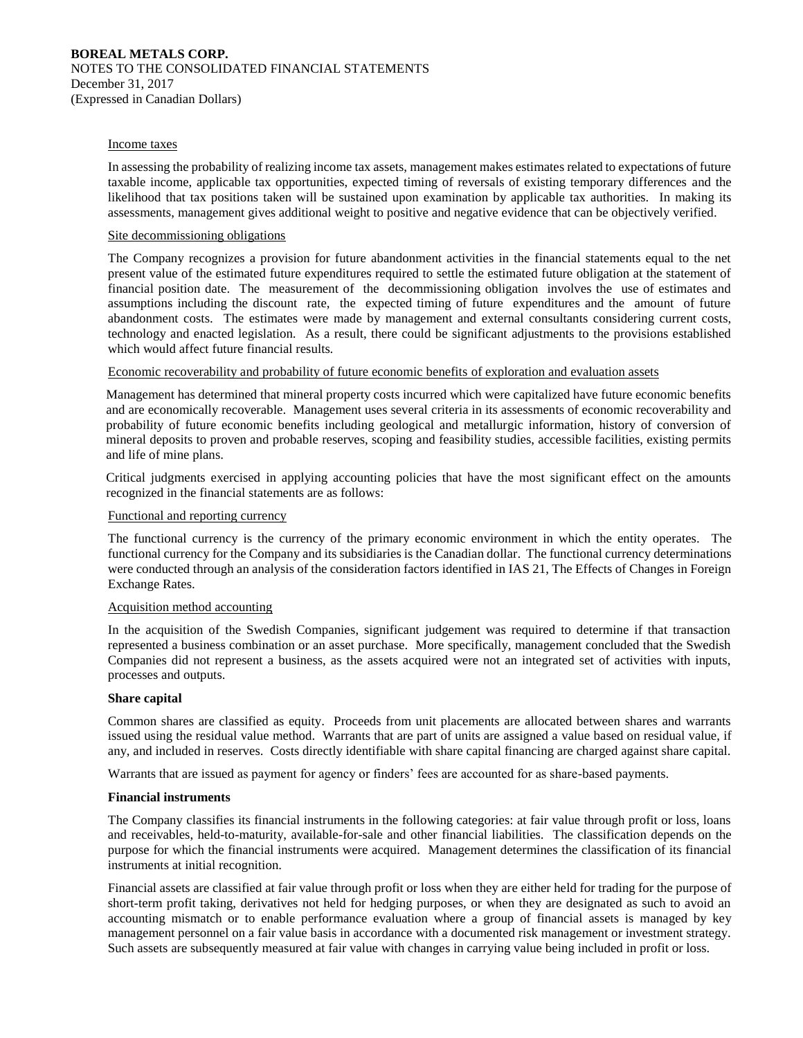Income taxes

In assessing the probability of realizing income tax assets, management makes estimates related to expectations of future taxable income, applicable tax opportunities, expected timing of reversals of existing temporary differences and the likelihood that tax positions taken will be sustained upon examination by applicable tax authorities. In making its assessments, management gives additional weight to positive and negative evidence that can be objectively verified.

Site decommissioning obligations

The Company recognizes a provision for future abandonment activities in the financial statements equal to the net present value of the estimated future expenditures required to settle the estimated future obligation at the statement of financial position date. The measurement of the decommissioning obligation involves the use of estimates and assumptions including the discount rate, the expected timing of future expenditures and the amount of future abandonment costs. The estimates were made by management and external consultants considering current costs, technology and enacted legislation. As a result, there could be significant adjustments to the provisions established which would affect future financial results.

Economic recoverability and probability of future economic benefits of exploration and evaluation assets

Management has determined that mineral property costs incurred which were capitalized have future economic benefits and are economically recoverable. Management uses several criteria in its assessments of economic recoverability and probability of future economic benefits including geological and metallurgic information, history of conversion of mineral deposits to proven and probable reserves, scoping and feasibility studies, accessible facilities, existing permits and life of mine plans.

Critical judgments exercised in applying accounting policies that have the most significant effect on the amounts recognized in the financial statements are as follows:

Functional and reporting currency

The functional currency is the currency of the primary economic environment in which the entity operates. The functional currency for the Company and its subsidiaries is the Canadian dollar. The functional currency determinations were conducted through an analysis of the consideration factors identified in IAS 21, The Effects of Changes in Foreign Exchange Rates.

Acquisition method accounting

In the acquisition of the Swedish Companies, significant judgement was required to determine if that transaction represented a business combination or an asset purchase. More specifically, management concluded that the Swedish Companies did not represent a business, as the assets acquired were not an integrated set of activities with inputs, processes and outputs.

**Share capital**

Common shares are classified as equity. Proceeds from unit placements are allocated between shares and warrants issued using the residual value method. Warrants that are part of units are assigned a value based on residual value, if any, and included in reserves. Costs directly identifiable with share capital financing are charged against share capital.

Warrants that are issued as payment for agency or finders' fees are accounted for as share-based payments.

**Financial instruments**

The Company classifies its financial instruments in the following categories: at fair value through profit or loss, loans and receivables, held-to-maturity, available-for-sale and other financial liabilities. The classification depends on the purpose for which the financial instruments were acquired. Management determines the classification of its financial instruments at initial recognition.

Financial assets are classified at fair value through profit or loss when they are either held for trading for the purpose of short-term profit taking, derivatives not held for hedging purposes, or when they are designated as such to avoid an accounting mismatch or to enable performance evaluation where a group of financial assets is managed by key management personnel on a fair value basis in accordance with a documented risk management or investment strategy. Such assets are subsequently measured at fair value with changes in carrying value being included in profit or loss.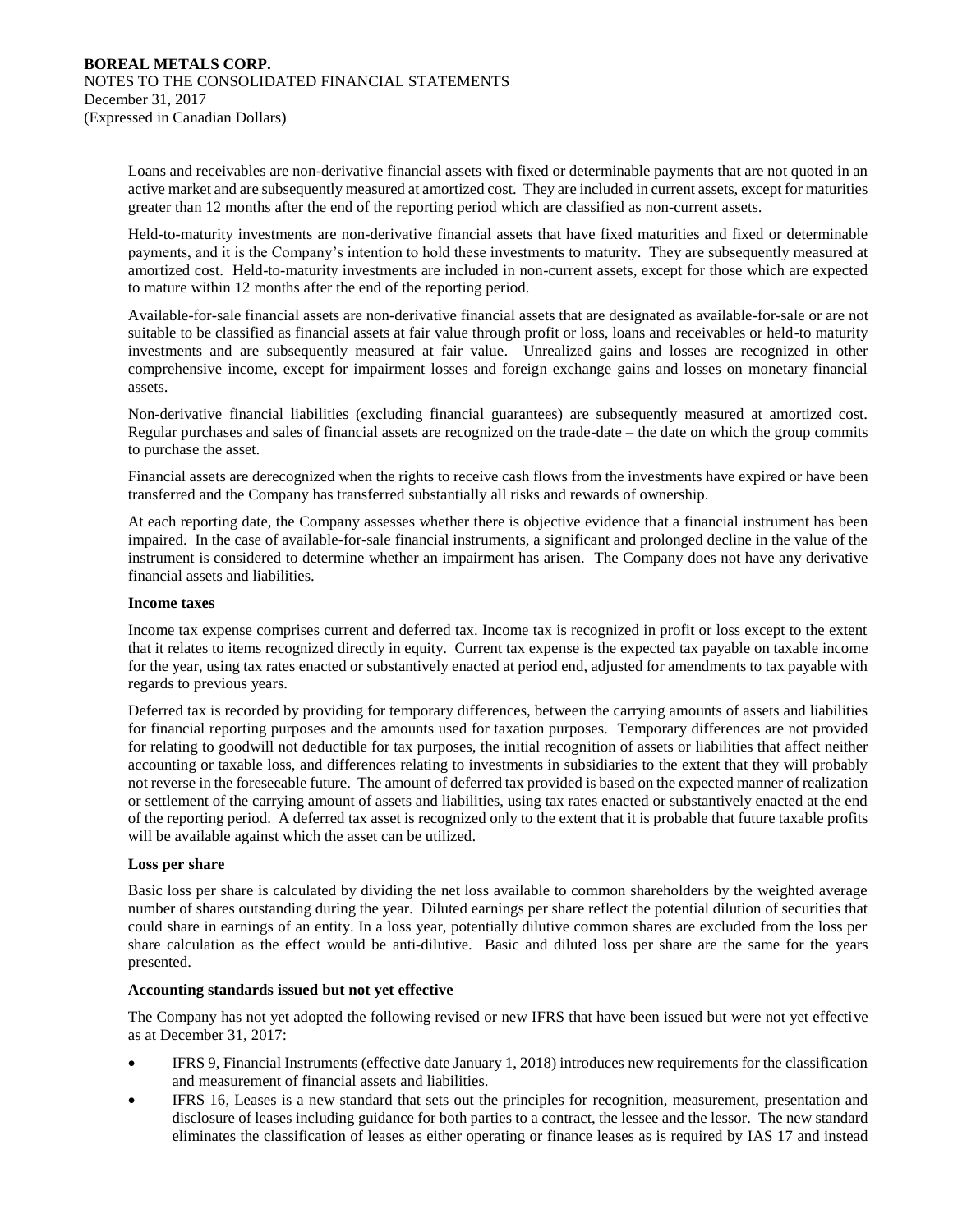Loans and receivables are non-derivative financial assets with fixed or determinable payments that are not quoted in an active market and are subsequently measured at amortized cost. They are included in current assets, except for maturities greater than 12 months after the end of the reporting period which are classified as non-current assets.

Held-to-maturity investments are non-derivative financial assets that have fixed maturities and fixed or determinable payments, and it is the Company's intention to hold these investments to maturity. They are subsequently measured at amortized cost. Held-to-maturity investments are included in non-current assets, except for those which are expected to mature within 12 months after the end of the reporting period.

Available-for-sale financial assets are non-derivative financial assets that are designated as available-for-sale or are not suitable to be classified as financial assets at fair value through profit or loss, loans and receivables or held-to maturity investments and are subsequently measured at fair value. Unrealized gains and losses are recognized in other comprehensive income, except for impairment losses and foreign exchange gains and losses on monetary financial assets.

Non-derivative financial liabilities (excluding financial guarantees) are subsequently measured at amortized cost. Regular purchases and sales of financial assets are recognized on the trade-date – the date on which the group commits to purchase the asset.

Financial assets are derecognized when the rights to receive cash flows from the investments have expired or have been transferred and the Company has transferred substantially all risks and rewards of ownership.

At each reporting date, the Company assesses whether there is objective evidence that a financial instrument has been impaired. In the case of available-for-sale financial instruments, a significant and prolonged decline in the value of the instrument is considered to determine whether an impairment has arisen. The Company does not have any derivative financial assets and liabilities.

**Income taxes**

Income tax expense comprises current and deferred tax. Income tax is recognized in profit or loss except to the extent that it relates to items recognized directly in equity. Current tax expense is the expected tax payable on taxable income for the year, using tax rates enacted or substantively enacted at period end, adjusted for amendments to tax payable with regards to previous years.

Deferred tax is recorded by providing for temporary differences, between the carrying amounts of assets and liabilities for financial reporting purposes and the amounts used for taxation purposes. Temporary differences are not provided for relating to goodwill not deductible for tax purposes, the initial recognition of assets or liabilities that affect neither accounting or taxable loss, and differences relating to investments in subsidiaries to the extent that they will probably not reverse in the foreseeable future. The amount of deferred tax provided is based on the expected manner of realization or settlement of the carrying amount of assets and liabilities, using tax rates enacted or substantively enacted at the end of the reporting period. A deferred tax asset is recognized only to the extent that it is probable that future taxable profits will be available against which the asset can be utilized.

**Loss per share**

Basic loss per share is calculated by dividing the net loss available to common shareholders by the weighted average number of shares outstanding during the year. Diluted earnings per share reflect the potential dilution of securities that could share in earnings of an entity. In a loss year, potentially dilutive common shares are excluded from the loss per share calculation as the effect would be anti-dilutive. Basic and diluted loss per share are the same for the years presented.

**Accounting standards issued but not yet effective**

The Company has not yet adopted the following revised or new IFRS that have been issued but were not yet effective as at December 31, 2017:

- IFRS 9, Financial Instruments (effective date January 1, 2018) introduces new requirements for the classification and measurement of financial assets and liabilities.
- IFRS 16, Leases is a new standard that sets out the principles for recognition, measurement, presentation and disclosure of leases including guidance for both parties to a contract, the lessee and the lessor. The new standard eliminates the classification of leases as either operating or finance leases as is required by IAS 17 and instead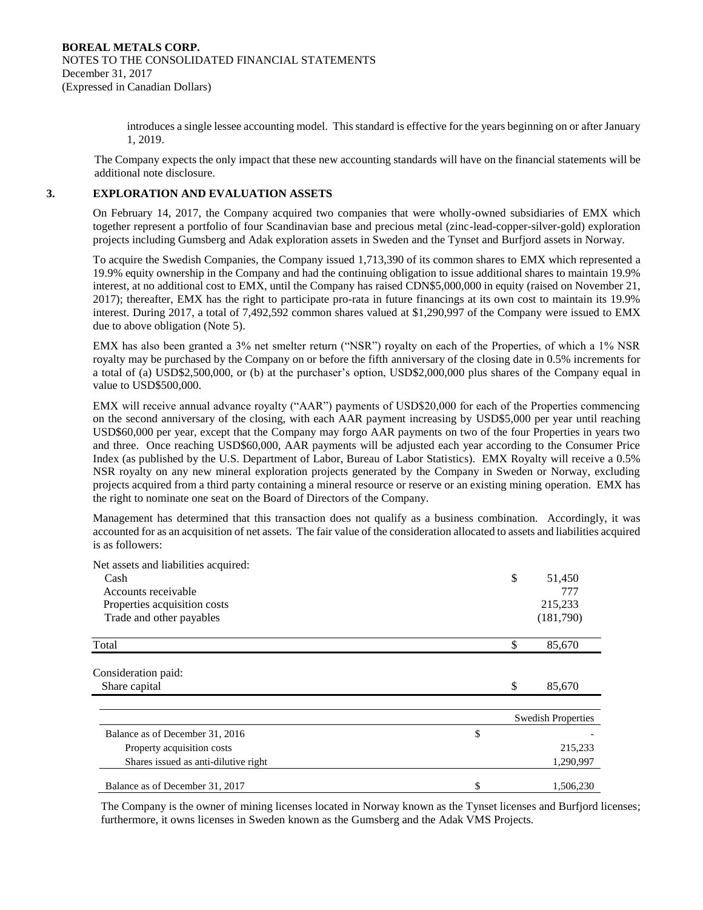introduces a single lessee accounting model. This standard is effective for the years beginning on or after January 1, 2019.

The Company expects the only impact that these new accounting standards will have on the financial statements will be additional note disclosure.

## 3. EXPLORATION AND EVALUATION ASSETS

On February 14, 2017, the Company acquired two companies that were wholly-owned subsidiaries of EMX which together represent a portfolio of four Scandinavian base and precious metal (zinc-lead-copper-silver-gold) exploration projects including Gumsberg and Adak exploration assets in Sweden and the Tynset and Burfjord assets in Norway.

To acquire the Swedish Companies, the Company issued 1,713,390 of its common shares to EMX which represented a 19.9% equity ownership in the Company and had the continuing obligation to issue additional shares to maintain 19.9% interest, at no additional cost to EMX, until the Company has raised CDN$5,000,000 in equity (raised on November 21, 2017); thereafter, EMX has the right to participate pro-rata in future financings at its own cost to maintain its 19.9% interest. During 2017, a total of 7,492,592 common shares valued at $1,290,997 of the Company were issued to EMX due to above obligation (Note 5).

EMX has also been granted a 3% net smelter return ("NSR") royalty on each of the Properties, of which a 1% NSR royalty may be purchased by the Company on or before the fifth anniversary of the closing date in 0.5% increments for a total of (a) USD$2,500,000, or (b) at the purchaser's option, USD$2,000,000 plus shares of the Company equal in value to USD$500,000.

EMX will receive annual advance royalty ("AAR") payments of USD$20,000 for each of the Properties commencing on the second anniversary of the closing, with each AAR payment increasing by USD$5,000 per year until reaching USD$60,000 per year, except that the Company may forgo AAR payments on two of the four Properties in years two and three. Once reaching USD$60,000, AAR payments will be adjusted each year according to the Consumer Price Index (as published by the U.S. Department of Labor, Bureau of Labor Statistics). EMX Royalty will receive a 0.5% NSR royalty on any new mineral exploration projects generated by the Company in Sweden or Norway, excluding projects acquired from a third party containing a mineral resource or reserve or an existing mining operation. EMX has the right to nominate one seat on the Board of Directors of the Company.

Management has determined that this transaction does not qualify as a business combination. Accordingly, it was accounted for as an acquisition of net assets. The fair value of the consideration allocated to assets and liabilities acquired is as followers:

| | | |
|---|---|---|
| Net assets and liabilities acquired: | | |
| Cash | $ | 51,450 |
| Accounts receivable | | 777 |
| Properties acquisition costs | | 215,233 |
| Trade and other payables | | (181,790) |
| Total | $ | 85,670 |
| Consideration paid: | | |
| Share capital | $ | 85,670 |

| | | Swedish Properties |
|---|---|---|
| Balance as of December 31, 2016 | $ | - |
| Property acquisition costs | | 215,233 |
| Shares issued as anti-dilutive right | | 1,290,997 |
| Balance as of December 31, 2017 | $ | 1,506,230 |

The Company is the owner of mining licenses located in Norway known as the Tynset licenses and Burfjord licenses; furthermore, it owns licenses in Sweden known as the Gumsberg and the Adak VMS Projects.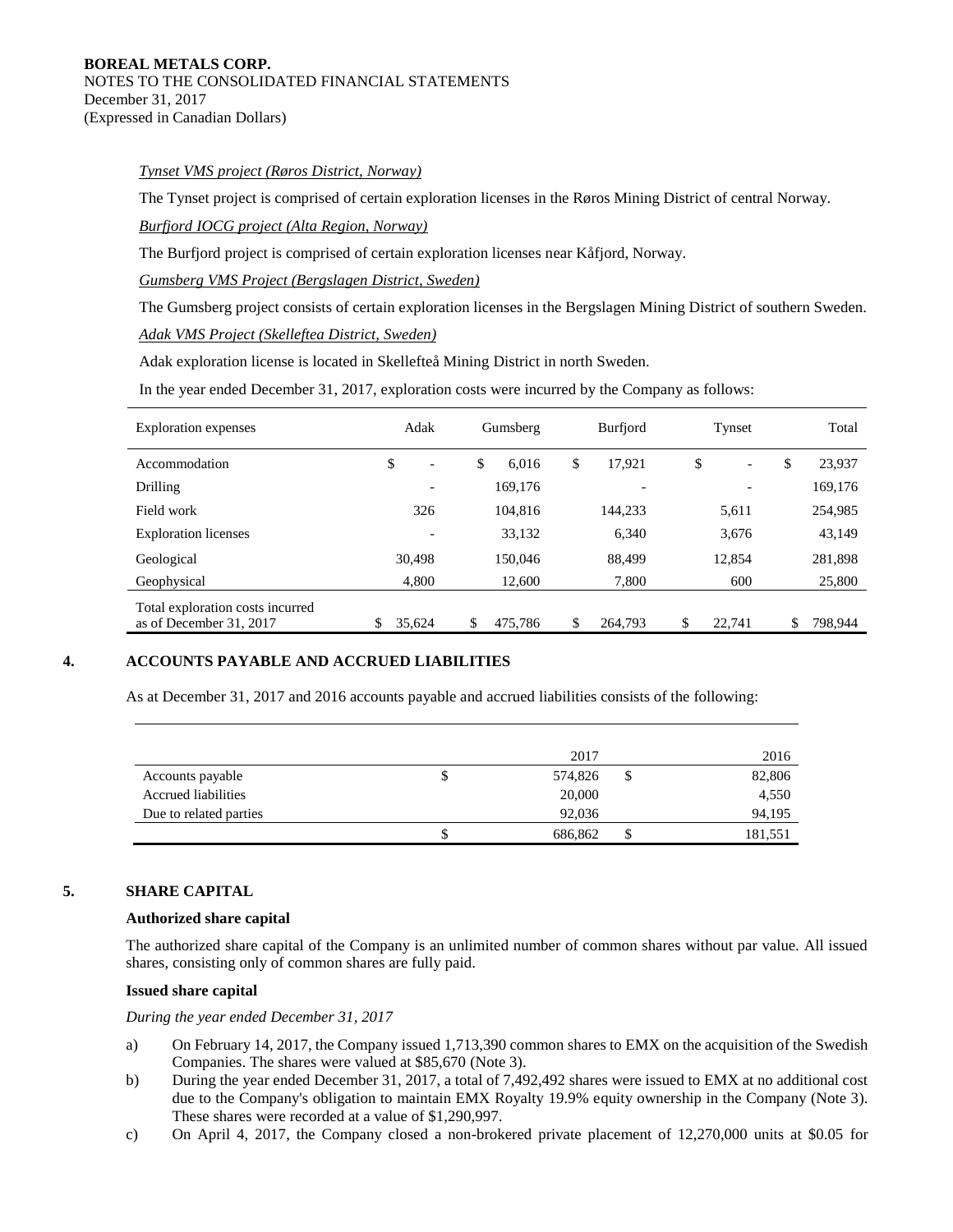*Tynset VMS project (Røros District, Norway)*

The Tynset project is comprised of certain exploration licenses in the Røros Mining District of central Norway.

*Burfjord IOCG project (Alta Region, Norway)*

The Burfjord project is comprised of certain exploration licenses near Kåfjord, Norway.

*Gumsberg VMS Project (Bergslagen District, Sweden)*

The Gumsberg project consists of certain exploration licenses in the Bergslagen Mining District of southern Sweden.

*Adak VMS Project (Skelleftea District, Sweden)*

Adak exploration license is located in Skellefteå Mining District in north Sweden.

In the year ended December 31, 2017, exploration costs were incurred by the Company as follows:

| Exploration expenses | Adak | Gumsberg | Burfjord | Tynset | Total |
|---|---|---|---|---|---|
| Accommodation | $ - | $ 6,016 | $ 17,921 | $ - | $ 23,937 |
| Drilling | - | 169,176 | - | - | 169,176 |
| Field work | 326 | 104,816 | 144,233 | 5,611 | 254,985 |
| Exploration licenses | - | 33,132 | 6,340 | 3,676 | 43,149 |
| Geological | 30,498 | 150,046 | 88,499 | 12,854 | 281,898 |
| Geophysical | 4,800 | 12,600 | 7,800 | 600 | 25,800 |
| Total exploration costs incurred as of December 31, 2017 | $ 35,624 | $ 475,786 | $ 264,793 | $ 22,741 | $ 798,944 |

## 4. ACCOUNTS PAYABLE AND ACCRUED LIABILITIES

As at December 31, 2017 and 2016 accounts payable and accrued liabilities consists of the following:

| | 2017 | 2016 |
|---|---|---|
| Accounts payable | $ 574,826 | $ 82,806 |
| Accrued liabilities | 20,000 | 4,550 |
| Due to related parties | 92,036 | 94,195 |
| | $ 686,862 | $ 181,551 |

## 5. SHARE CAPITAL

**Authorized share capital**

The authorized share capital of the Company is an unlimited number of common shares without par value. All issued shares, consisting only of common shares are fully paid.

**Issued share capital**

*During the year ended December 31, 2017*

a) On February 14, 2017, the Company issued 1,713,390 common shares to EMX on the acquisition of the Swedish Companies. The shares were valued at $85,670 (Note 3).

b) During the year ended December 31, 2017, a total of 7,492,492 shares were issued to EMX at no additional cost due to the Company's obligation to maintain EMX Royalty 19.9% equity ownership in the Company (Note 3). These shares were recorded at a value of $1,290,997.

c) On April 4, 2017, the Company closed a non-brokered private placement of 12,270,000 units at $0.05 for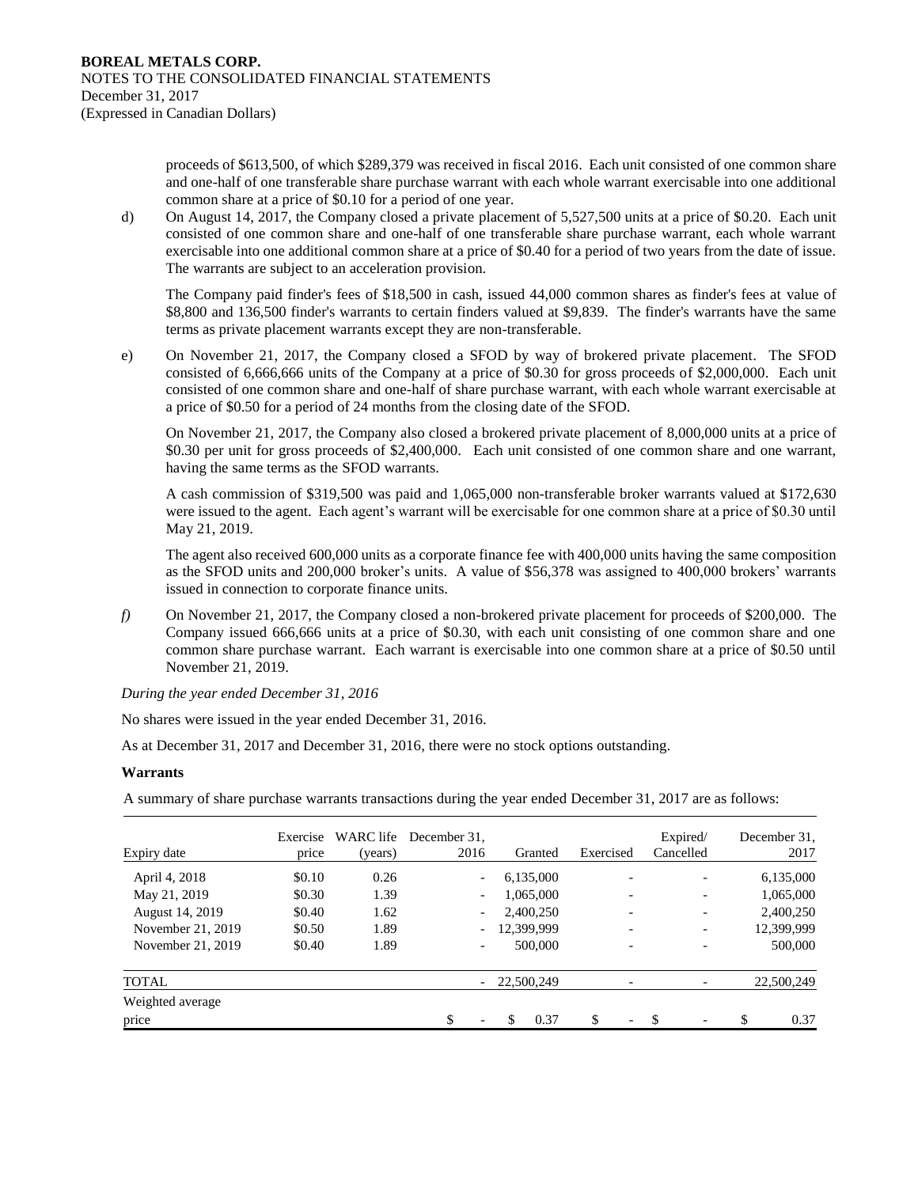proceeds of $613,500, of which $289,379 was received in fiscal 2016. Each unit consisted of one common share and one-half of one transferable share purchase warrant with each whole warrant exercisable into one additional common share at a price of $0.10 for a period of one year.

d) On August 14, 2017, the Company closed a private placement of 5,527,500 units at a price of $0.20. Each unit consisted of one common share and one-half of one transferable share purchase warrant, each whole warrant exercisable into one additional common share at a price of $0.40 for a period of two years from the date of issue. The warrants are subject to an acceleration provision.

   The Company paid finder's fees of $18,500 in cash, issued 44,000 common shares as finder's fees at value of $8,800 and 136,500 finder's warrants to certain finders valued at $9,839. The finder's warrants have the same terms as private placement warrants except they are non-transferable.

e) On November 21, 2017, the Company closed a SFOD by way of brokered private placement. The SFOD consisted of 6,666,666 units of the Company at a price of $0.30 for gross proceeds of $2,000,000. Each unit consisted of one common share and one-half of share purchase warrant, with each whole warrant exercisable at a price of $0.50 for a period of 24 months from the closing date of the SFOD.

   On November 21, 2017, the Company also closed a brokered private placement of 8,000,000 units at a price of $0.30 per unit for gross proceeds of $2,400,000. Each unit consisted of one common share and one warrant, having the same terms as the SFOD warrants.

   A cash commission of $319,500 was paid and 1,065,000 non-transferable broker warrants valued at $172,630 were issued to the agent. Each agent's warrant will be exercisable for one common share at a price of $0.30 until May 21, 2019.

   The agent also received 600,000 units as a corporate finance fee with 400,000 units having the same composition as the SFOD units and 200,000 broker's units. A value of $56,378 was assigned to 400,000 brokers' warrants issued in connection to corporate finance units.

*f)* On November 21, 2017, the Company closed a non-brokered private placement for proceeds of $200,000. The Company issued 666,666 units at a price of $0.30, with each unit consisting of one common share and one common share purchase warrant. Each warrant is exercisable into one common share at a price of $0.50 until November 21, 2019.

*During the year ended December 31, 2016*

No shares were issued in the year ended December 31, 2016.

As at December 31, 2017 and December 31, 2016, there were no stock options outstanding.

**Warrants**

A summary of share purchase warrants transactions during the year ended December 31, 2017 are as follows:

| Expiry date | Exercise price | WARC life (years) | December 31, 2016 | Granted | Exercised | Expired/ Cancelled | December 31, 2017 |
|---|---|---|---|---|---|---|---|
| April 4, 2018 | $0.10 | 0.26 | - | 6,135,000 | - | - | 6,135,000 |
| May 21, 2019 | $0.30 | 1.39 | - | 1,065,000 | - | - | 1,065,000 |
| August 14, 2019 | $0.40 | 1.62 | - | 2,400,250 | - | - | 2,400,250 |
| November 21, 2019 | $0.50 | 1.89 | - | 12,399,999 | - | - | 12,399,999 |
| November 21, 2019 | $0.40 | 1.89 | - | 500,000 | - | - | 500,000 |
| TOTAL | | | - | 22,500,249 | - | - | 22,500,249 |
| Weighted average price | | | $ - | $ 0.37 | $ - | $ - | $ 0.37 |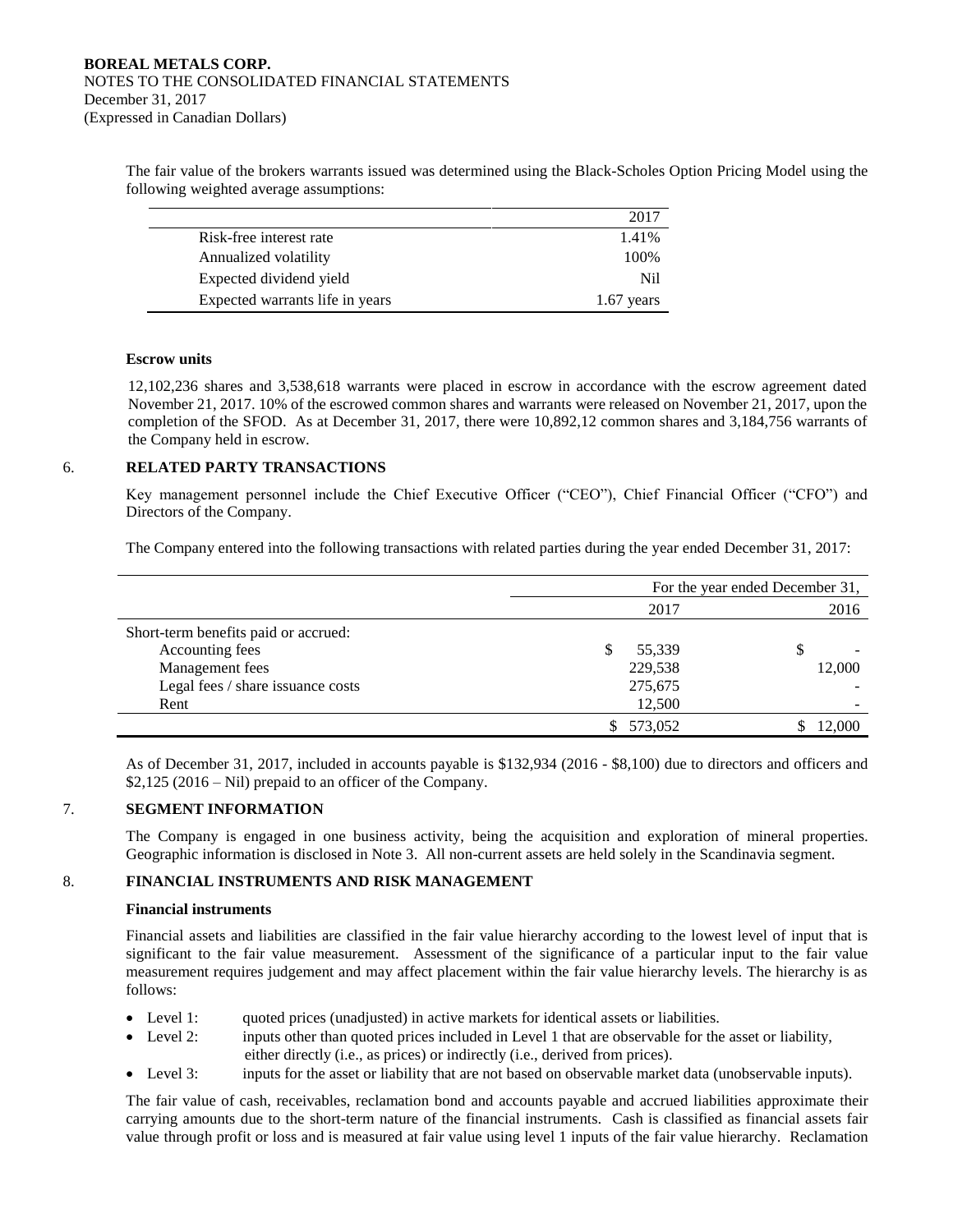The fair value of the brokers warrants issued was determined using the Black-Scholes Option Pricing Model using the following weighted average assumptions:

| | 2017 |
|---|---|
| Risk-free interest rate | 1.41% |
| Annualized volatility | 100% |
| Expected dividend yield | Nil |
| Expected warrants life in years | 1.67 years |

**Escrow units**

12,102,236 shares and 3,538,618 warrants were placed in escrow in accordance with the escrow agreement dated November 21, 2017. 10% of the escrowed common shares and warrants were released on November 21, 2017, upon the completion of the SFOD. As at December 31, 2017, there were 10,892,12 common shares and 3,184,756 warrants of the Company held in escrow.

## 6. RELATED PARTY TRANSACTIONS

Key management personnel include the Chief Executive Officer ("CEO"), Chief Financial Officer ("CFO") and Directors of the Company.

The Company entered into the following transactions with related parties during the year ended December 31, 2017:

| | For the year ended December 31, | |
|---|---|---|
| | 2017 | 2016 |
| Short-term benefits paid or accrued: | | |
| Accounting fees | $ 55,339 | $ - |
| Management fees | 229,538 | 12,000 |
| Legal fees / share issuance costs | 275,675 | - |
| Rent | 12,500 | - |
| | $ 573,052 | $ 12,000 |

As of December 31, 2017, included in accounts payable is $132,934 (2016 - $8,100) due to directors and officers and $2,125 (2016 – Nil) prepaid to an officer of the Company.

## 7. SEGMENT INFORMATION

The Company is engaged in one business activity, being the acquisition and exploration of mineral properties. Geographic information is disclosed in Note 3. All non-current assets are held solely in the Scandinavia segment.

## 8. FINANCIAL INSTRUMENTS AND RISK MANAGEMENT

**Financial instruments**

Financial assets and liabilities are classified in the fair value hierarchy according to the lowest level of input that is significant to the fair value measurement. Assessment of the significance of a particular input to the fair value measurement requires judgement and may affect placement within the fair value hierarchy levels. The hierarchy is as follows:

- Level 1: quoted prices (unadjusted) in active markets for identical assets or liabilities.
- Level 2: inputs other than quoted prices included in Level 1 that are observable for the asset or liability, either directly (i.e., as prices) or indirectly (i.e., derived from prices).
- Level 3: inputs for the asset or liability that are not based on observable market data (unobservable inputs).

The fair value of cash, receivables, reclamation bond and accounts payable and accrued liabilities approximate their carrying amounts due to the short-term nature of the financial instruments. Cash is classified as financial assets fair value through profit or loss and is measured at fair value using level 1 inputs of the fair value hierarchy. Reclamation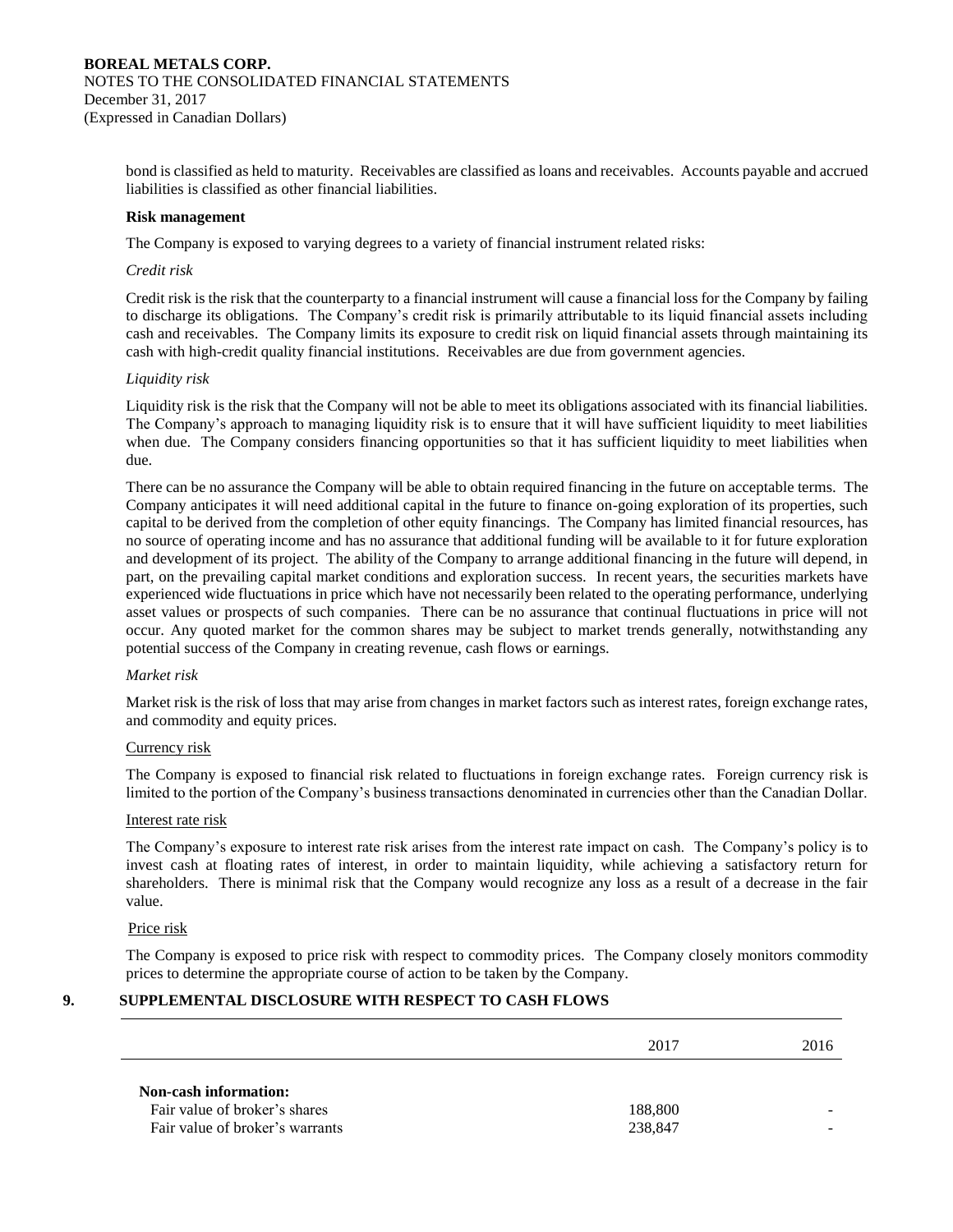bond is classified as held to maturity. Receivables are classified as loans and receivables. Accounts payable and accrued liabilities is classified as other financial liabilities.

**Risk management**

The Company is exposed to varying degrees to a variety of financial instrument related risks:

*Credit risk*

Credit risk is the risk that the counterparty to a financial instrument will cause a financial loss for the Company by failing to discharge its obligations. The Company's credit risk is primarily attributable to its liquid financial assets including cash and receivables. The Company limits its exposure to credit risk on liquid financial assets through maintaining its cash with high-credit quality financial institutions. Receivables are due from government agencies.

*Liquidity risk*

Liquidity risk is the risk that the Company will not be able to meet its obligations associated with its financial liabilities. The Company's approach to managing liquidity risk is to ensure that it will have sufficient liquidity to meet liabilities when due. The Company considers financing opportunities so that it has sufficient liquidity to meet liabilities when due.

There can be no assurance the Company will be able to obtain required financing in the future on acceptable terms. The Company anticipates it will need additional capital in the future to finance on-going exploration of its properties, such capital to be derived from the completion of other equity financings. The Company has limited financial resources, has no source of operating income and has no assurance that additional funding will be available to it for future exploration and development of its project. The ability of the Company to arrange additional financing in the future will depend, in part, on the prevailing capital market conditions and exploration success. In recent years, the securities markets have experienced wide fluctuations in price which have not necessarily been related to the operating performance, underlying asset values or prospects of such companies. There can be no assurance that continual fluctuations in price will not occur. Any quoted market for the common shares may be subject to market trends generally, notwithstanding any potential success of the Company in creating revenue, cash flows or earnings.

*Market risk*

Market risk is the risk of loss that may arise from changes in market factors such as interest rates, foreign exchange rates, and commodity and equity prices.

Currency risk

The Company is exposed to financial risk related to fluctuations in foreign exchange rates. Foreign currency risk is limited to the portion of the Company's business transactions denominated in currencies other than the Canadian Dollar.

Interest rate risk

The Company's exposure to interest rate risk arises from the interest rate impact on cash. The Company's policy is to invest cash at floating rates of interest, in order to maintain liquidity, while achieving a satisfactory return for shareholders. There is minimal risk that the Company would recognize any loss as a result of a decrease in the fair value.

Price risk

The Company is exposed to price risk with respect to commodity prices. The Company closely monitors commodity prices to determine the appropriate course of action to be taken by the Company.

## 9. SUPPLEMENTAL DISCLOSURE WITH RESPECT TO CASH FLOWS

| | 2017 | 2016 |
|---|---|---|
| **Non-cash information:** | | |
| Fair value of broker's shares | 188,800 | - |
| Fair value of broker's warrants | 238,847 | - |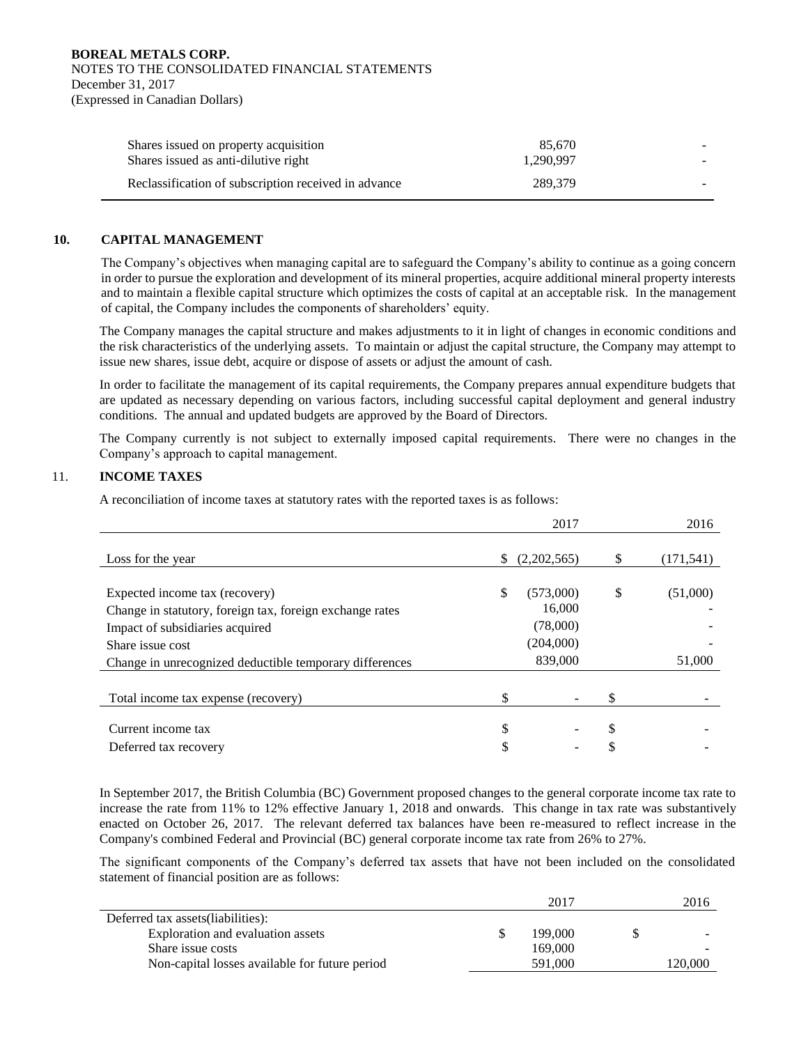| | | |
|---|---|---|
| Shares issued on property acquisition | 85,670 | - |
| Shares issued as anti-dilutive right | 1,290,997 | - |
| Reclassification of subscription received in advance | 289,379 | - |

## 10. CAPITAL MANAGEMENT

The Company's objectives when managing capital are to safeguard the Company's ability to continue as a going concern in order to pursue the exploration and development of its mineral properties, acquire additional mineral property interests and to maintain a flexible capital structure which optimizes the costs of capital at an acceptable risk. In the management of capital, the Company includes the components of shareholders' equity.

The Company manages the capital structure and makes adjustments to it in light of changes in economic conditions and the risk characteristics of the underlying assets. To maintain or adjust the capital structure, the Company may attempt to issue new shares, issue debt, acquire or dispose of assets or adjust the amount of cash.

In order to facilitate the management of its capital requirements, the Company prepares annual expenditure budgets that are updated as necessary depending on various factors, including successful capital deployment and general industry conditions. The annual and updated budgets are approved by the Board of Directors.

The Company currently is not subject to externally imposed capital requirements. There were no changes in the Company's approach to capital management.

## 11. INCOME TAXES

A reconciliation of income taxes at statutory rates with the reported taxes is as follows:

| | 2017 | 2016 |
|---|---|---|
| Loss for the year | $ (2,202,565) | $ (171,541) |
| Expected income tax (recovery) | $ (573,000) | $ (51,000) |
| Change in statutory, foreign tax, foreign exchange rates | 16,000 | - |
| Impact of subsidiaries acquired | (78,000) | - |
| Share issue cost | (204,000) | - |
| Change in unrecognized deductible temporary differences | 839,000 | 51,000 |
| Total income tax expense (recovery) | $ - | $ - |
| Current income tax | $ - | $ - |
| Deferred tax recovery | $ - | $ - |

In September 2017, the British Columbia (BC) Government proposed changes to the general corporate income tax rate to increase the rate from 11% to 12% effective January 1, 2018 and onwards. This change in tax rate was substantively enacted on October 26, 2017. The relevant deferred tax balances have been re-measured to reflect increase in the Company's combined Federal and Provincial (BC) general corporate income tax rate from 26% to 27%.

The significant components of the Company's deferred tax assets that have not been included on the consolidated statement of financial position are as follows:

| | 2017 | 2016 |
|---|---|---|
| Deferred tax assets(liabilities): | | |
| Exploration and evaluation assets | $ 199,000 | $ - |
| Share issue costs | 169,000 | - |
| Non-capital losses available for future period | 591,000 | 120,000 |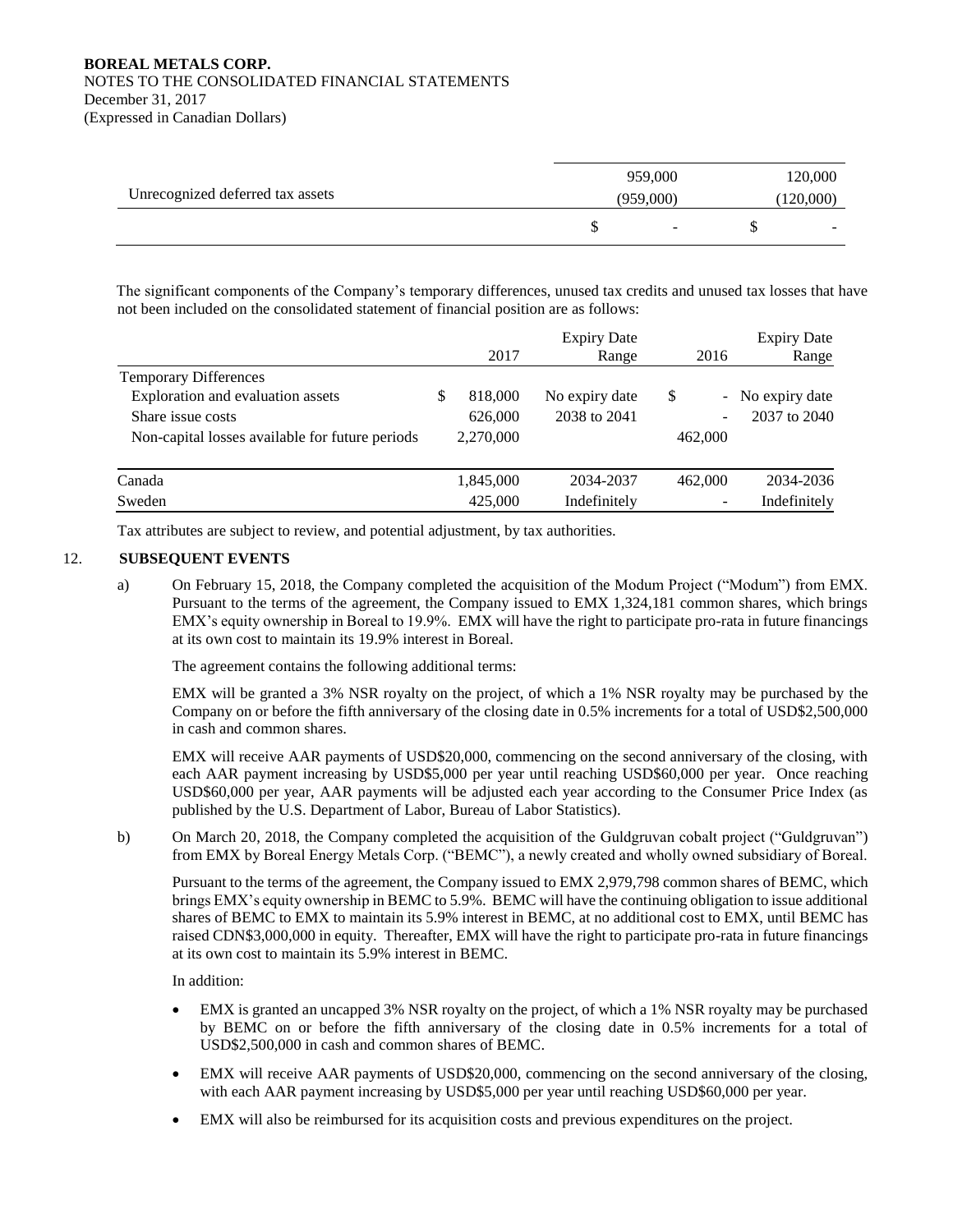| | 2017 | 2016 |
|---|---|---|
| | 959,000 | 120,000 |
| Unrecognized deferred tax assets | (959,000) | (120,000) |
| | $ - | $ - |

The significant components of the Company's temporary differences, unused tax credits and unused tax losses that have not been included on the consolidated statement of financial position are as follows:

| | 2017 | Expiry Date Range | 2016 | Expiry Date Range |
|---|---|---|---|---|
| Temporary Differences | | | | |
| Exploration and evaluation assets | $ 818,000 | No expiry date | $ - | No expiry date |
| Share issue costs | 626,000 | 2038 to 2041 | - | 2037 to 2040 |
| Non-capital losses available for future periods | 2,270,000 | | 462,000 | |
| Canada | 1,845,000 | 2034-2037 | 462,000 | 2034-2036 |
| Sweden | 425,000 | Indefinitely | - | Indefinitely |

Tax attributes are subject to review, and potential adjustment, by tax authorities.

## 12. SUBSEQUENT EVENTS

a) On February 15, 2018, the Company completed the acquisition of the Modum Project ("Modum") from EMX. Pursuant to the terms of the agreement, the Company issued to EMX 1,324,181 common shares, which brings EMX's equity ownership in Boreal to 19.9%. EMX will have the right to participate pro-rata in future financings at its own cost to maintain its 19.9% interest in Boreal.

The agreement contains the following additional terms:

EMX will be granted a 3% NSR royalty on the project, of which a 1% NSR royalty may be purchased by the Company on or before the fifth anniversary of the closing date in 0.5% increments for a total of USD$2,500,000 in cash and common shares.

EMX will receive AAR payments of USD$20,000, commencing on the second anniversary of the closing, with each AAR payment increasing by USD$5,000 per year until reaching USD$60,000 per year. Once reaching USD$60,000 per year, AAR payments will be adjusted each year according to the Consumer Price Index (as published by the U.S. Department of Labor, Bureau of Labor Statistics).

b) On March 20, 2018, the Company completed the acquisition of the Guldgruvan cobalt project ("Guldgruvan") from EMX by Boreal Energy Metals Corp. ("BEMC"), a newly created and wholly owned subsidiary of Boreal.

Pursuant to the terms of the agreement, the Company issued to EMX 2,979,798 common shares of BEMC, which brings EMX's equity ownership in BEMC to 5.9%. BEMC will have the continuing obligation to issue additional shares of BEMC to EMX to maintain its 5.9% interest in BEMC, at no additional cost to EMX, until BEMC has raised CDN$3,000,000 in equity. Thereafter, EMX will have the right to participate pro-rata in future financings at its own cost to maintain its 5.9% interest in BEMC.

In addition:

- EMX is granted an uncapped 3% NSR royalty on the project, of which a 1% NSR royalty may be purchased by BEMC on or before the fifth anniversary of the closing date in 0.5% increments for a total of USD$2,500,000 in cash and common shares of BEMC.
- EMX will receive AAR payments of USD$20,000, commencing on the second anniversary of the closing, with each AAR payment increasing by USD$5,000 per year until reaching USD$60,000 per year.
- EMX will also be reimbursed for its acquisition costs and previous expenditures on the project.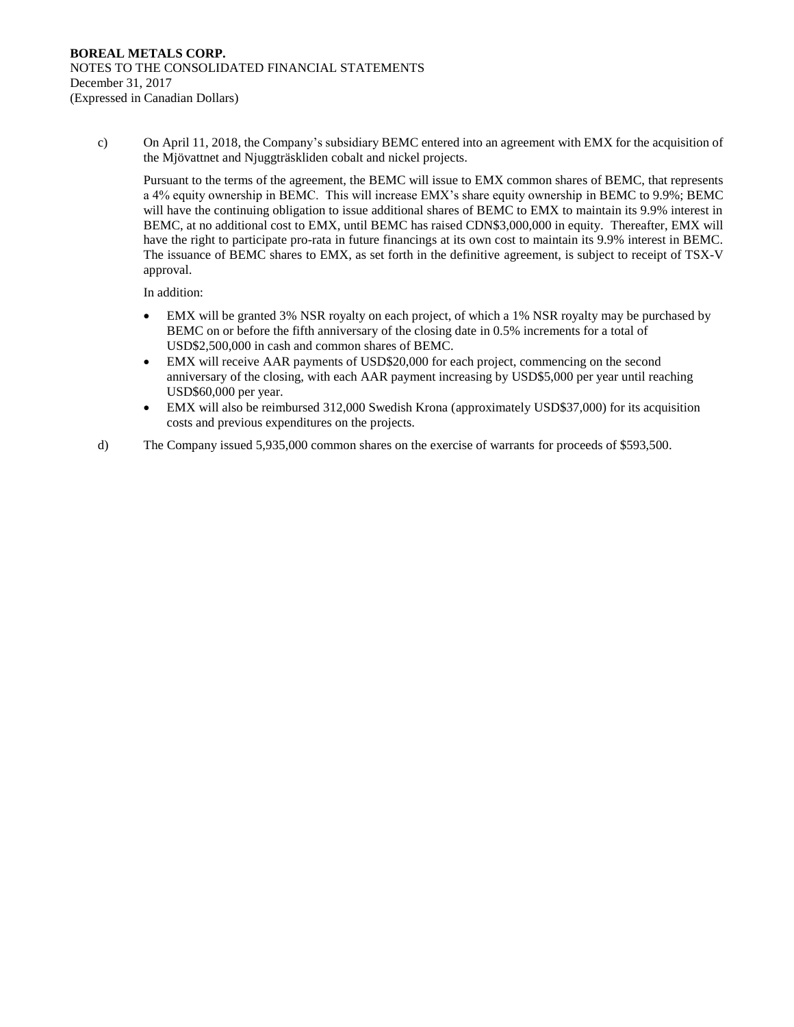c) On April 11, 2018, the Company's subsidiary BEMC entered into an agreement with EMX for the acquisition of the Mjövattnet and Njuggträskliden cobalt and nickel projects.

Pursuant to the terms of the agreement, the BEMC will issue to EMX common shares of BEMC, that represents a 4% equity ownership in BEMC. This will increase EMX's share equity ownership in BEMC to 9.9%; BEMC will have the continuing obligation to issue additional shares of BEMC to EMX to maintain its 9.9% interest in BEMC, at no additional cost to EMX, until BEMC has raised CDN$3,000,000 in equity. Thereafter, EMX will have the right to participate pro-rata in future financings at its own cost to maintain its 9.9% interest in BEMC. The issuance of BEMC shares to EMX, as set forth in the definitive agreement, is subject to receipt of TSX-V approval.

In addition:

- EMX will be granted 3% NSR royalty on each project, of which a 1% NSR royalty may be purchased by BEMC on or before the fifth anniversary of the closing date in 0.5% increments for a total of USD$2,500,000 in cash and common shares of BEMC.
- EMX will receive AAR payments of USD$20,000 for each project, commencing on the second anniversary of the closing, with each AAR payment increasing by USD$5,000 per year until reaching USD$60,000 per year.
- EMX will also be reimbursed 312,000 Swedish Krona (approximately USD$37,000) for its acquisition costs and previous expenditures on the projects.

d) The Company issued 5,935,000 common shares on the exercise of warrants for proceeds of $593,500.